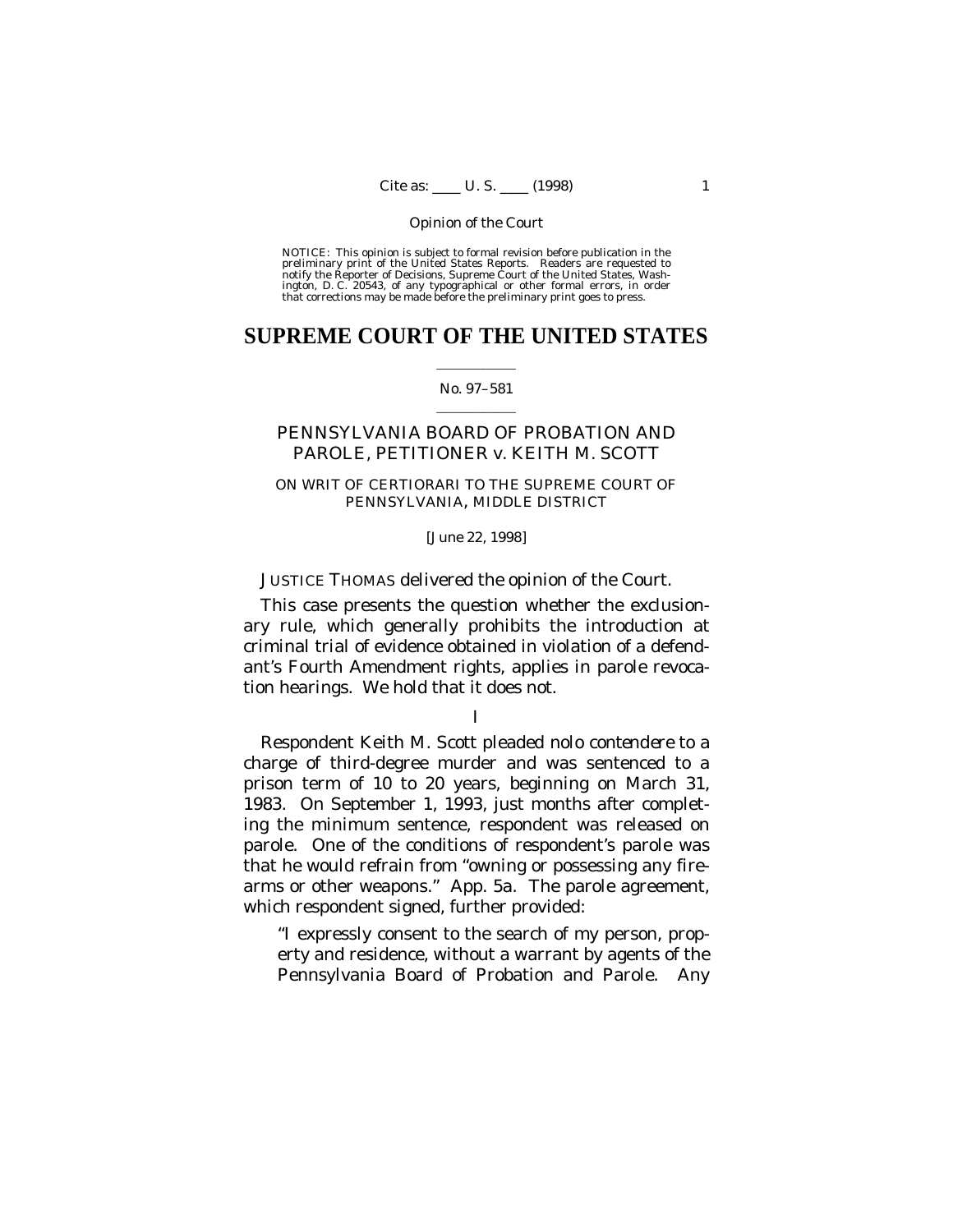NOTICE: This opinion is subject to formal revision before publication in the preliminary print of the United States Reports. Readers are requested to notify the Reporter of Decisions, Supreme Court of the United States, Washington, D. C. 20543, of any typographical or other formal errors, in order that corrections may be made before the preliminary print goes to press.

# SUPREME COURT OF THE UNITED STATES

No. 97–581

## PENNSYLVANIA BOARD OF PROBATION AND PAROLE, PETITIONER *v.* KEITH M. SCOTT

ON WRIT OF CERTIORARI TO THE SUPREME COURT OF PENNSYLVANIA, MIDDLE DISTRICT

[June 22, 1998]

JUSTICE THOMAS delivered the opinion of the Court.

This case presents the question whether the exclusionary rule, which generally prohibits the introduction at criminal trial of evidence obtained in violation of a defendant's Fourth Amendment rights, applies in parole revocation hearings. We hold that it does not.

### I

Respondent Keith M. Scott pleaded *nolo contendere* to a charge of third-degree murder and was sentenced to a prison term of 10 to 20 years, beginning on March 31, 1983. On September 1, 1993, just months after completing the minimum sentence, respondent was released on parole. One of the conditions of respondent's parole was that he would refrain from "owning or possessing any firearms or other weapons." App. 5a. The parole agreement, which respondent signed, further provided:

> "I expressly consent to the search of my person, property and residence, without a warrant by agents of the Pennsylvania Board of Probation and Parole. Any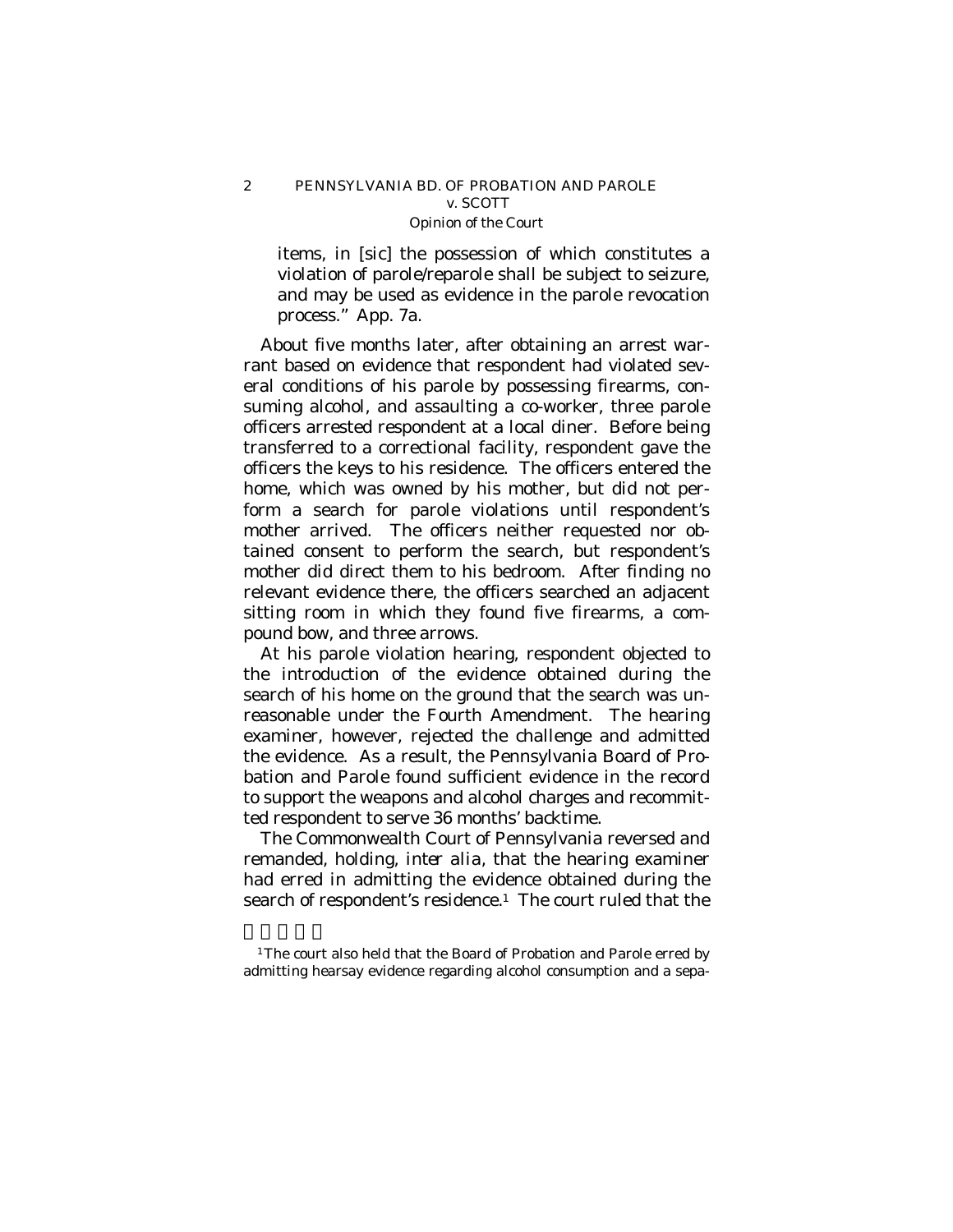items, in [sic] the possession of which constitutes a violation of parole/reparole shall be subject to seizure, and may be used as evidence in the parole revocation process." App. 7a.

About five months later, after obtaining an arrest warrant based on evidence that respondent had violated several conditions of his parole by possessing firearms, consuming alcohol, and assaulting a co-worker, three parole officers arrested respondent at a local diner. Before being transferred to a correctional facility, respondent gave the officers the keys to his residence. The officers entered the home, which was owned by his mother, but did not perform a search for parole violations until respondent's mother arrived. The officers neither requested nor obtained consent to perform the search, but respondent's mother did direct them to his bedroom. After finding no relevant evidence there, the officers searched an adjacent sitting room in which they found five firearms, a compound bow, and three arrows.

At his parole violation hearing, respondent objected to the introduction of the evidence obtained during the search of his home on the ground that the search was unreasonable under the Fourth Amendment. The hearing examiner, however, rejected the challenge and admitted the evidence. As a result, the Pennsylvania Board of Probation and Parole found sufficient evidence in the record to support the weapons and alcohol charges and recommitted respondent to serve 36 months' backtime.

The Commonwealth Court of Pennsylvania reversed and remanded, holding, *inter alia*, that the hearing examiner had erred in admitting the evidence obtained during the search of respondent's residence.[1] The court ruled that the

---

[1] The court also held that the Board of Probation and Parole erred by admitting hearsay evidence regarding alcohol consumption and a sepa-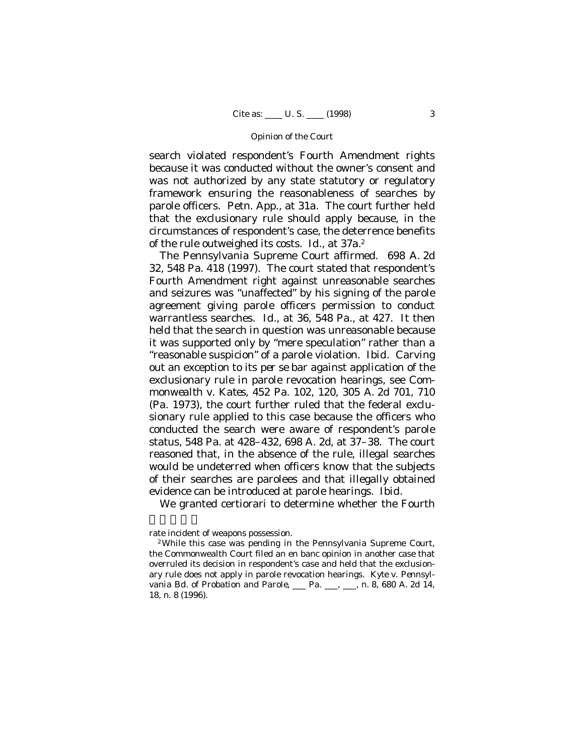search violated respondent's Fourth Amendment rights because it was conducted without the owner's consent and was not authorized by any state statutory or regulatory framework ensuring the reasonableness of searches by parole officers. Petn. App., at 31a. The court further held that the exclusionary rule should apply because, in the circumstances of respondent's case, the deterrence benefits of the rule outweighed its costs. *Id.*, at 37a.[2]

The Pennsylvania Supreme Court affirmed. 698 A. 2d 32, 548 Pa. 418 (1997). The court stated that respondent's Fourth Amendment right against unreasonable searches and seizures was "unaffected" by his signing of the parole agreement giving parole officers permission to conduct warrantless searches. *Id.*, at 36, 548 Pa., at 427. It then held that the search in question was unreasonable because it was supported only by "mere speculation" rather than a "reasonable suspicion" of a parole violation. *Ibid.* Carving out an exception to its *per se* bar against application of the exclusionary rule in parole revocation hearings, see *Commonwealth* v. *Kates*, 452 Pa. 102, 120, 305 A. 2d 701, 710 (Pa. 1973), the court further ruled that the federal exclusionary rule applied to this case because the officers who conducted the search were aware of respondent's parole status, 548 Pa. at 428–432, 698 A. 2d, at 37–38. The court reasoned that, in the absence of the rule, illegal searches would be undeterred when officers know that the subjects of their searches are parolees and that illegally obtained evidence can be introduced at parole hearings. *Ibid.*

We granted certiorari to determine whether the Fourth

---

rate incident of weapons possession.

[2] While this case was pending in the Pennsylvania Supreme Court, the Commonwealth Court filed an en banc opinion in another case that overruled its decision in respondent's case and held that the exclusionary rule does not apply in parole revocation hearings. *Kyte* v. *Pennsylvania Bd. of Probation and Parole*, ___ Pa. ___, ___, n. 8, 680 A. 2d 14, 18, n. 8 (1996).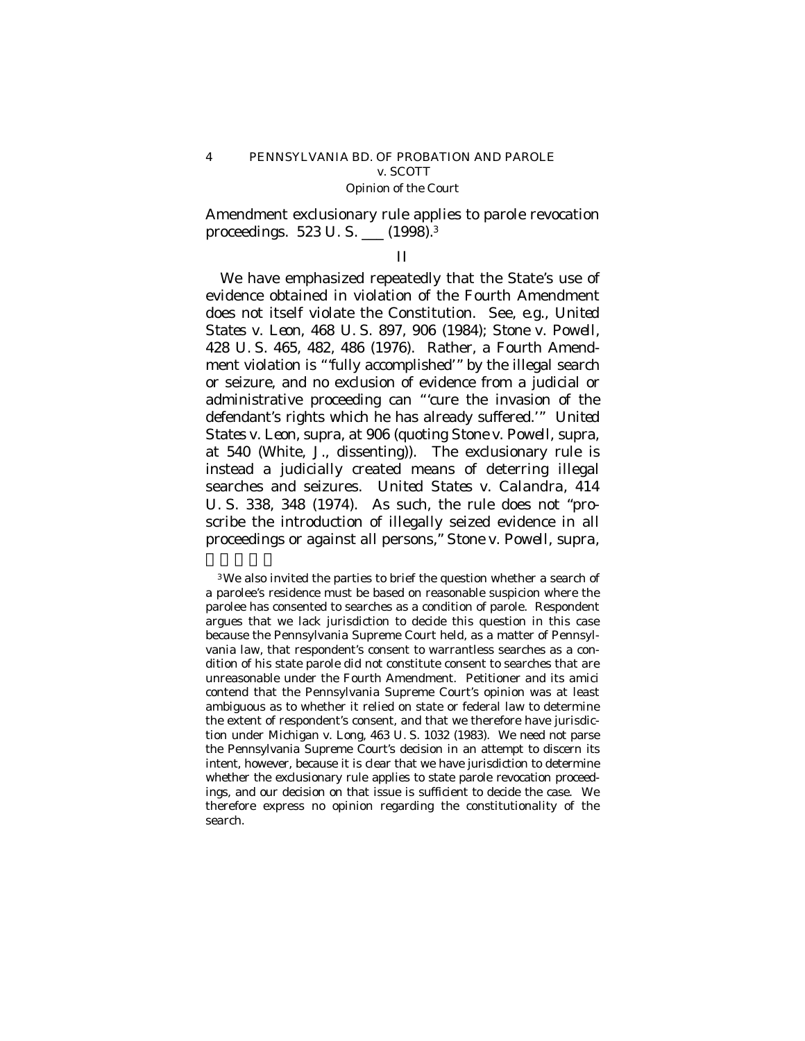Amendment exclusionary rule applies to parole revocation proceedings. 523 U. S. ___ (1998).[3]

## II

We have emphasized repeatedly that the State's use of evidence obtained in violation of the Fourth Amendment does not itself violate the Constitution. See, *e.g.*, *United States* v. *Leon*, 468 U. S. 897, 906 (1984); *Stone* v. *Powell*, 428 U. S. 465, 482, 486 (1976). Rather, a Fourth Amendment violation is "'fully accomplished'" by the illegal search or seizure, and no exclusion of evidence from a judicial or administrative proceeding can "'cure the invasion of the defendant's rights which he has already suffered.'" *United States* v. *Leon*, *supra*, at 906 (quoting *Stone* v. *Powell*, *supra*, at 540 (White, J., dissenting)). The exclusionary rule is instead a judicially created means of deterring illegal searches and seizures. *United States* v. *Calandra*, 414 U. S. 338, 348 (1974). As such, the rule does not "proscribe the introduction of illegally seized evidence in all proceedings or against all persons," *Stone* v. *Powell*, *supra*,

[3] We also invited the parties to brief the question whether a search of a parolee's residence must be based on reasonable suspicion where the parolee has consented to searches as a condition of parole. Respondent argues that we lack jurisdiction to decide this question in this case because the Pennsylvania Supreme Court held, as a matter of Pennsylvania law, that respondent's consent to warrantless searches as a condition of his state parole did not constitute consent to searches that are unreasonable under the Fourth Amendment. Petitioner and its *amici* contend that the Pennsylvania Supreme Court's opinion was at least ambiguous as to whether it relied on state or federal law to determine the extent of respondent's consent, and that we therefore have jurisdiction under *Michigan* v. *Long*, 463 U. S. 1032 (1983). We need not parse the Pennsylvania Supreme Court's decision in an attempt to discern its intent, however, because it is clear that we have jurisdiction to determine whether the exclusionary rule applies to state parole revocation proceedings, and our decision on that issue is sufficient to decide the case. We therefore express no opinion regarding the constitutionality of the search.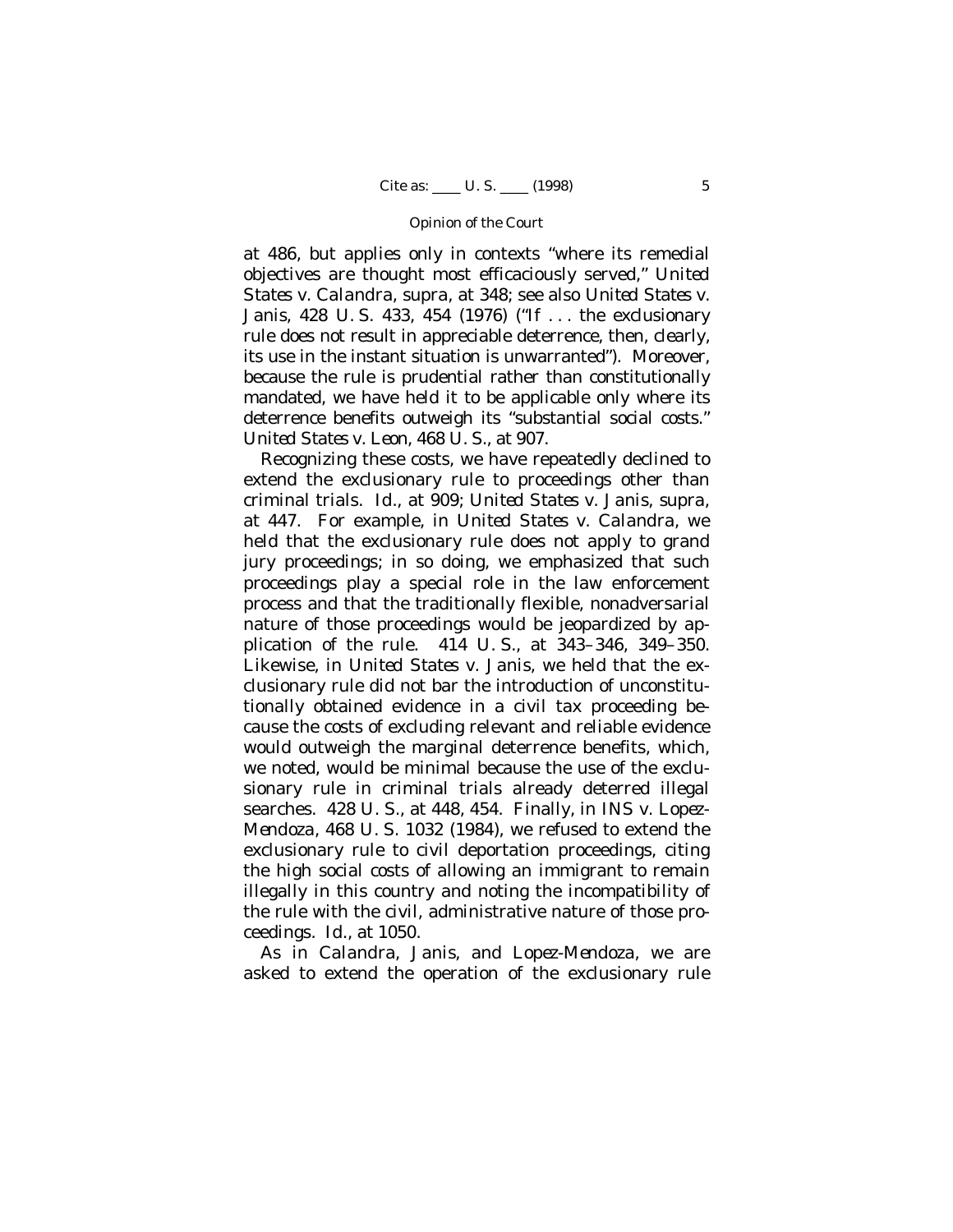at 486, but applies only in contexts "where its remedial objectives are thought most efficaciously served," *United States* v. *Calandra*, *supra*, at 348; see also *United States* v. *Janis*, 428 U. S. 433, 454 (1976) ("If . . . the exclusionary rule does not result in appreciable deterrence, then, clearly, its use in the instant situation is unwarranted"). Moreover, because the rule is prudential rather than constitutionally mandated, we have held it to be applicable only where its deterrence benefits outweigh its "substantial social costs." *United States* v. *Leon*, 468 U. S., at 907.

Recognizing these costs, we have repeatedly declined to extend the exclusionary rule to proceedings other than criminal trials. *Id.*, at 909; *United States* v. *Janis*, *supra*, at 447. For example, in *United States* v. *Calandra*, we held that the exclusionary rule does not apply to grand jury proceedings; in so doing, we emphasized that such proceedings play a special role in the law enforcement process and that the traditionally flexible, nonadversarial nature of those proceedings would be jeopardized by application of the rule. 414 U. S., at 343–346, 349–350. Likewise, in *United States* v. *Janis*, we held that the exclusionary rule did not bar the introduction of unconstitutionally obtained evidence in a civil tax proceeding because the costs of excluding relevant and reliable evidence would outweigh the marginal deterrence benefits, which, we noted, would be minimal because the use of the exclusionary rule in criminal trials already deterred illegal searches. 428 U. S., at 448, 454. Finally, in *INS* v. *Lopez-Mendoza*, 468 U. S. 1032 (1984), we refused to extend the exclusionary rule to civil deportation proceedings, citing the high social costs of allowing an immigrant to remain illegally in this country and noting the incompatibility of the rule with the civil, administrative nature of those proceedings. *Id.*, at 1050.

As in *Calandra*, *Janis*, and *Lopez-Mendoza*, we are asked to extend the operation of the exclusionary rule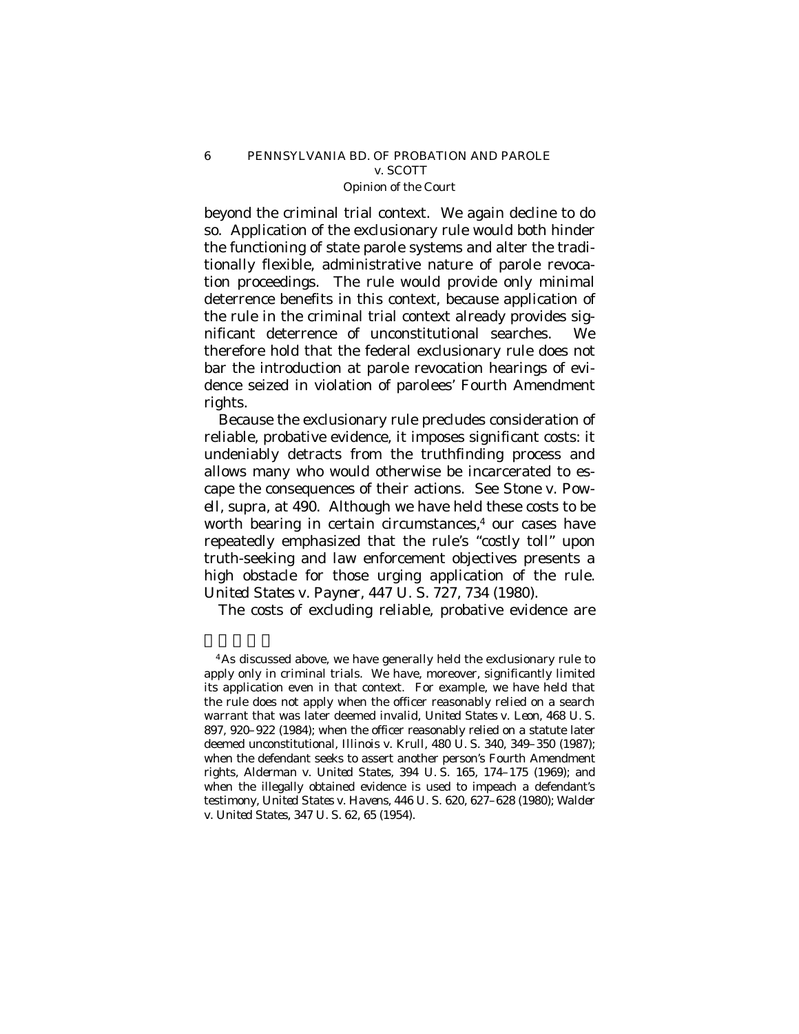beyond the criminal trial context. We again decline to do so. Application of the exclusionary rule would both hinder the functioning of state parole systems and alter the traditionally flexible, administrative nature of parole revocation proceedings. The rule would provide only minimal deterrence benefits in this context, because application of the rule in the criminal trial context already provides significant deterrence of unconstitutional searches. We therefore hold that the federal exclusionary rule does not bar the introduction at parole revocation hearings of evidence seized in violation of parolees' Fourth Amendment rights.

Because the exclusionary rule precludes consideration of reliable, probative evidence, it imposes significant costs: it undeniably detracts from the truthfinding process and allows many who would otherwise be incarcerated to escape the consequences of their actions. See *Stone* v. *Powell*, *supra*, at 490. Although we have held these costs to be worth bearing in certain circumstances,[4] our cases have repeatedly emphasized that the rule's "costly toll" upon truth-seeking and law enforcement objectives presents a high obstacle for those urging application of the rule. *United States* v. *Payner*, 447 U. S. 727, 734 (1980).

The costs of excluding reliable, probative evidence are

---

[4] As discussed above, we have generally held the exclusionary rule to apply only in criminal trials. We have, moreover, significantly limited its application even in that context. For example, we have held that the rule does not apply when the officer reasonably relied on a search warrant that was later deemed invalid, *United States* v. *Leon*, 468 U. S. 897, 920–922 (1984); when the officer reasonably relied on a statute later deemed unconstitutional, *Illinois* v. *Krull*, 480 U. S. 340, 349–350 (1987); when the defendant seeks to assert another person's Fourth Amendment rights, *Alderman* v. *United States*, 394 U. S. 165, 174–175 (1969); and when the illegally obtained evidence is used to impeach a defendant's testimony, *United States* v. *Havens*, 446 U. S. 620, 627–628 (1980); *Walder* v. *United States*, 347 U. S. 62, 65 (1954).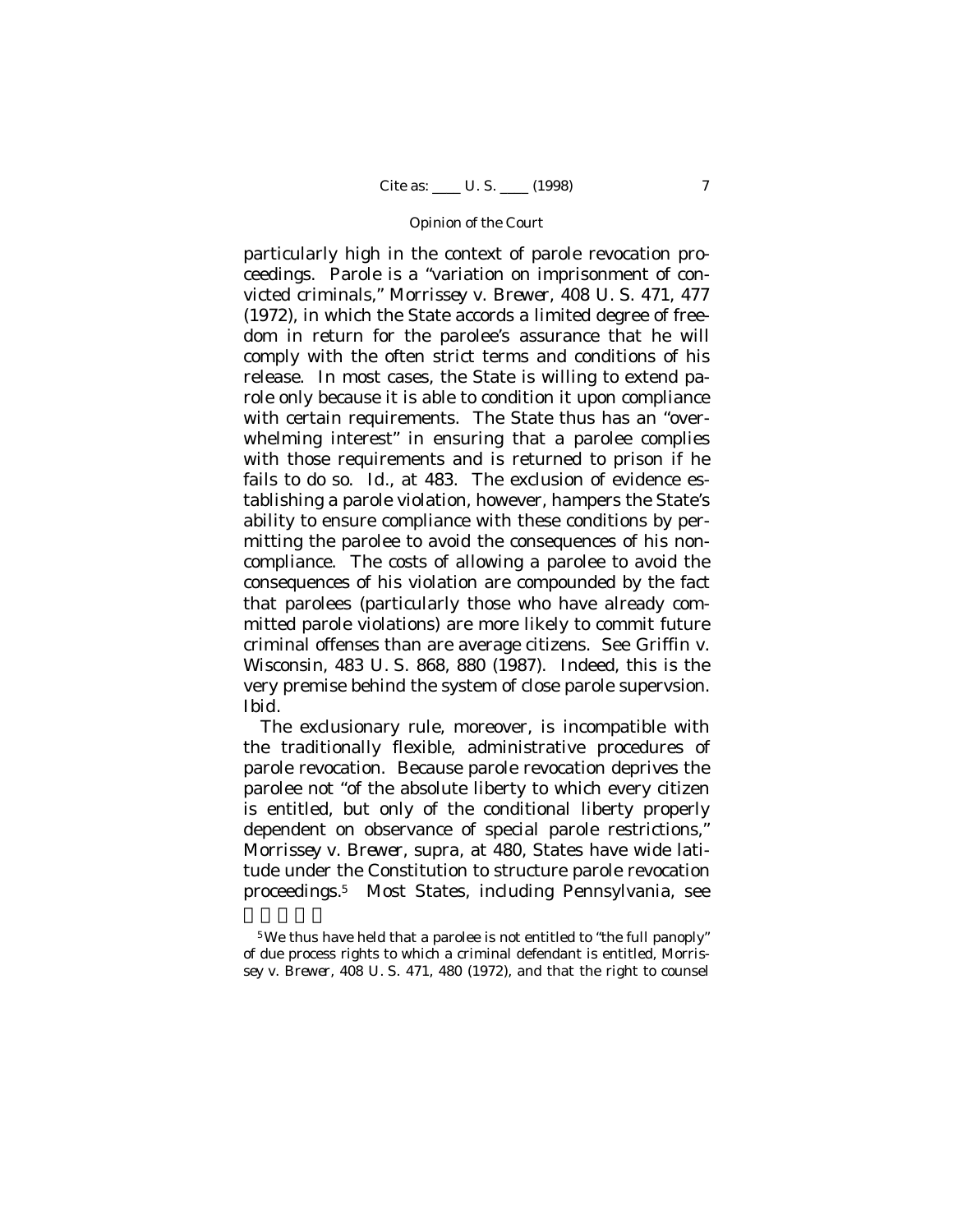particularly high in the context of parole revocation proceedings. Parole is a "variation on imprisonment of convicted criminals," *Morrissey* v. *Brewer*, 408 U. S. 471, 477 (1972), in which the State accords a limited degree of freedom in return for the parolee's assurance that he will comply with the often strict terms and conditions of his release. In most cases, the State is willing to extend parole only because it is able to condition it upon compliance with certain requirements. The State thus has an "overwhelming interest" in ensuring that a parolee complies with those requirements and is returned to prison if he fails to do so. *Id.*, at 483. The exclusion of evidence establishing a parole violation, however, hampers the State's ability to ensure compliance with these conditions by permitting the parolee to avoid the consequences of his noncompliance. The costs of allowing a parolee to avoid the consequences of his violation are compounded by the fact that parolees (particularly those who have already committed parole violations) are more likely to commit future criminal offenses than are average citizens. See *Griffin* v. *Wisconsin*, 483 U. S. 868, 880 (1987). Indeed, this is the very premise behind the system of close parole supervsion. *Ibid.*

The exclusionary rule, moreover, is incompatible with the traditionally flexible, administrative procedures of parole revocation. Because parole revocation deprives the parolee not "of the absolute liberty to which every citizen is entitled, but only of the conditional liberty properly dependent on observance of special parole restrictions," *Morrissey* v. *Brewer*, *supra*, at 480, States have wide latitude under the Constitution to structure parole revocation proceedings.[5] Most States, including Pennsylvania, see

[5] We thus have held that a parolee is not entitled to "the full panoply" of due process rights to which a criminal defendant is entitled, *Morrissey* v. *Brewer*, 408 U. S. 471, 480 (1972), and that the right to counsel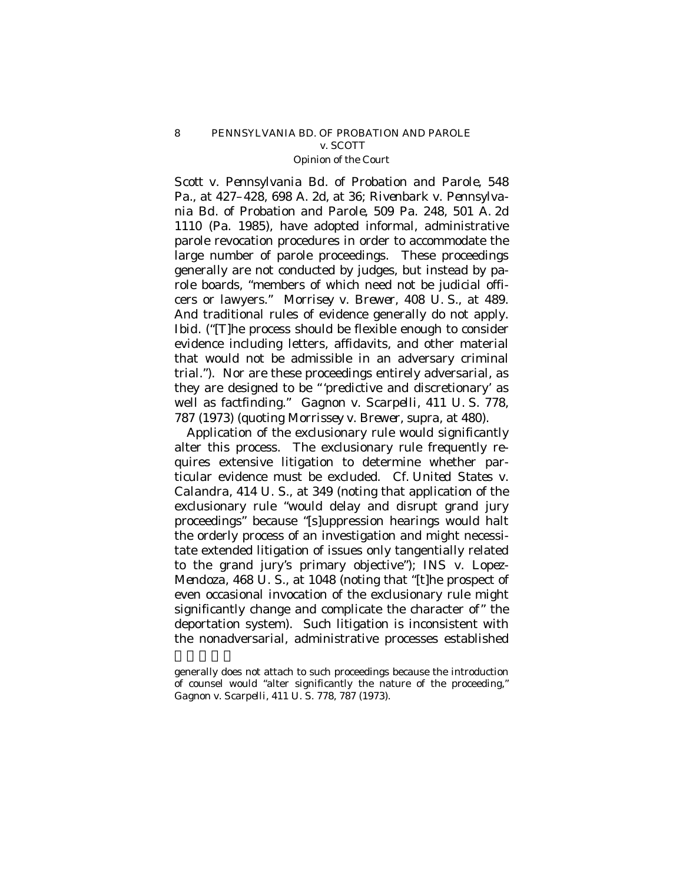*Scott* v. *Pennsylvania Bd. of Probation and Parole*, 548 Pa., at 427–428, 698 A. 2d, at 36; *Rivenbark* v. *Pennsylvania Bd. of Probation and Parole*, 509 Pa. 248, 501 A. 2d 1110 (Pa. 1985), have adopted informal, administrative parole revocation procedures in order to accommodate the large number of parole proceedings. These proceedings generally are not conducted by judges, but instead by parole boards, "members of which need not be judicial officers or lawyers." *Morrisey* v. *Brewer*, 408 U. S., at 489. And traditional rules of evidence generally do not apply. *Ibid.* ("[T]he process should be flexible enough to consider evidence including letters, affidavits, and other material that would not be admissible in an adversary criminal trial."). Nor are these proceedings entirely adversarial, as they are designed to be "'predictive and discretionary' as well as factfinding." *Gagnon* v. *Scarpelli*, 411 U. S. 778, 787 (1973) (quoting *Morrissey* v. *Brewer*, *supra*, at 480).

Application of the exclusionary rule would significantly alter this process. The exclusionary rule frequently requires extensive litigation to determine whether particular evidence must be excluded. Cf. *United States* v. *Calandra*, 414 U. S., at 349 (noting that application of the exclusionary rule "would delay and disrupt grand jury proceedings" because "[s]uppression hearings would halt the orderly process of an investigation and might necessitate extended litigation of issues only tangentially related to the grand jury's primary objective"); *INS* v. *Lopez-Mendoza*, 468 U. S., at 1048 (noting that "[t]he prospect of even occasional invocation of the exclusionary rule might significantly change and complicate the character of" the deportation system). Such litigation is inconsistent with the nonadversarial, administrative processes established

generally does not attach to such proceedings because the introduction of counsel would "alter significantly the nature of the proceeding," *Gagnon* v. *Scarpelli*, 411 U. S. 778, 787 (1973).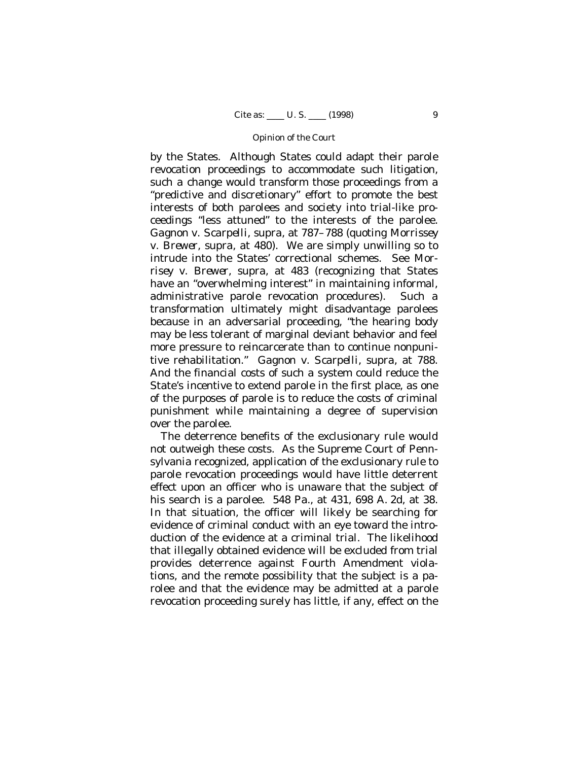by the States. Although States could adapt their parole revocation proceedings to accommodate such litigation, such a change would transform those proceedings from a "predictive and discretionary" effort to promote the best interests of both parolees and society into trial-like proceedings "less attuned" to the interests of the parolee. *Gagnon* v. *Scarpelli*, *supra*, at 787–788 (quoting *Morrissey* v. *Brewer*, *supra*, at 480). We are simply unwilling so to intrude into the States' correctional schemes. See *Morrisey* v. *Brewer*, *supra*, at 483 (recognizing that States have an "overwhelming interest" in maintaining informal, administrative parole revocation procedures). Such a transformation ultimately might disadvantage parolees because in an adversarial proceeding, "the hearing body may be less tolerant of marginal deviant behavior and feel more pressure to reincarcerate than to continue nonpunitive rehabilitation." *Gagnon* v. *Scarpelli*, *supra*, at 788. And the financial costs of such a system could reduce the State's incentive to extend parole in the first place, as one of the purposes of parole is to reduce the costs of criminal punishment while maintaining a degree of supervision over the parolee.

The deterrence benefits of the exclusionary rule would not outweigh these costs. As the Supreme Court of Pennsylvania recognized, application of the exclusionary rule to parole revocation proceedings would have little deterrent effect upon an officer who is unaware that the subject of his search is a parolee. 548 Pa., at 431, 698 A. 2d, at 38. In that situation, the officer will likely be searching for evidence of criminal conduct with an eye toward the introduction of the evidence at a criminal trial. The likelihood that illegally obtained evidence will be excluded from trial provides deterrence against Fourth Amendment violations, and the remote possibility that the subject is a parolee and that the evidence may be admitted at a parole revocation proceeding surely has little, if any, effect on the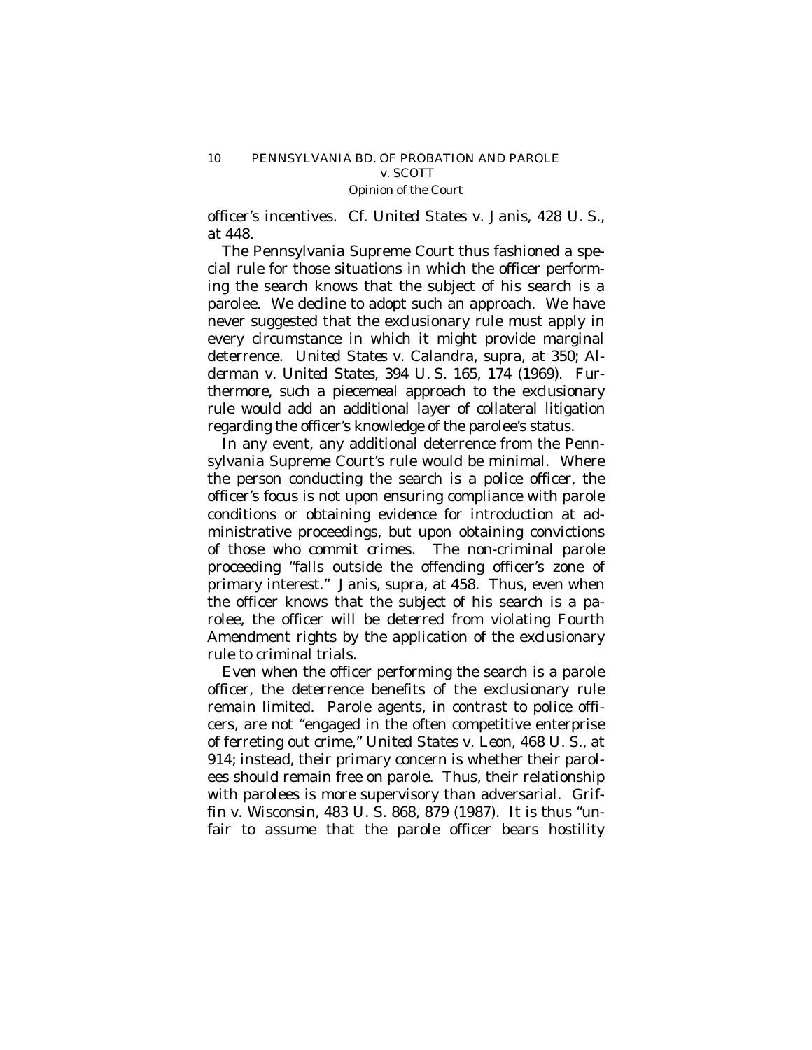officer's incentives. Cf. *United States* v. *Janis*, 428 U. S., at 448.

The Pennsylvania Supreme Court thus fashioned a special rule for those situations in which the officer performing the search knows that the subject of his search is a parolee. We decline to adopt such an approach. We have never suggested that the exclusionary rule must apply in every circumstance in which it might provide marginal deterrence. *United States* v. *Calandra*, *supra*, at 350; *Alderman* v. *United States*, 394 U. S. 165, 174 (1969). Furthermore, such a piecemeal approach to the exclusionary rule would add an additional layer of collateral litigation regarding the officer's knowledge of the parolee's status.

In any event, any additional deterrence from the Pennsylvania Supreme Court's rule would be minimal. Where the person conducting the search is a police officer, the officer's focus is not upon ensuring compliance with parole conditions or obtaining evidence for introduction at administrative proceedings, but upon obtaining convictions of those who commit crimes. The non-criminal parole proceeding "falls outside the offending officer's zone of primary interest." *Janis*, *supra*, at 458. Thus, even when the officer knows that the subject of his search is a parolee, the officer will be deterred from violating Fourth Amendment rights by the application of the exclusionary rule to criminal trials.

Even when the officer performing the search is a parole officer, the deterrence benefits of the exclusionary rule remain limited. Parole agents, in contrast to police officers, are not "engaged in the often competitive enterprise of ferreting out crime," *United States* v. *Leon*, 468 U. S., at 914; instead, their primary concern is whether their parolees should remain free on parole. Thus, their relationship with parolees is more supervisory than adversarial. *Griffin* v. *Wisconsin*, 483 U. S. 868, 879 (1987). It is thus "unfair to assume that the parole officer bears hostility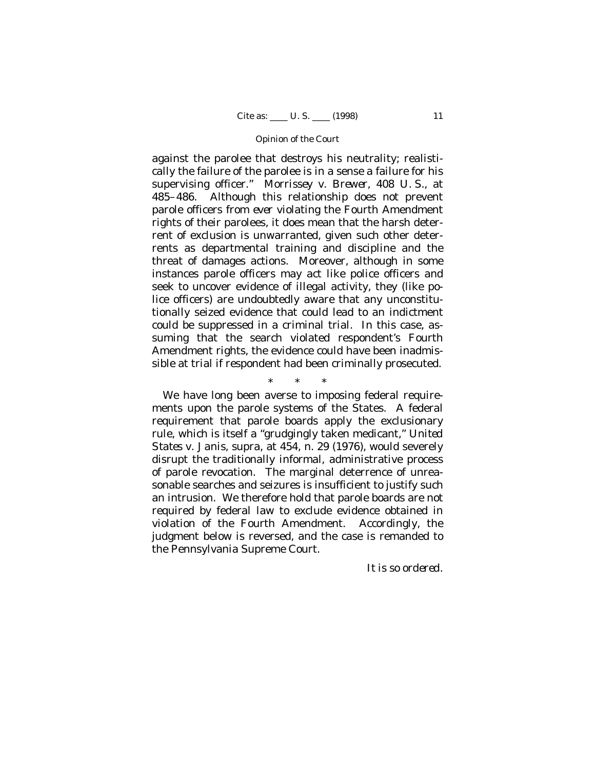against the parolee that destroys his neutrality; realistically the failure of the parolee is in a sense a failure for his supervising officer." *Morrissey* v. *Brewer*, 408 U. S., at 485–486. Although this relationship does not prevent parole officers from *ever* violating the Fourth Amendment rights of their parolees, it does mean that the harsh deterrent of exclusion is unwarranted, given such other deterrents as departmental training and discipline and the threat of damages actions. Moreover, although in some instances parole officers may act like police officers and seek to uncover evidence of illegal activity, they (like police officers) are undoubtedly aware that any unconstitutionally seized evidence that could lead to an indictment could be suppressed in a criminal trial. In this case, assuming that the search violated respondent's Fourth Amendment rights, the evidence could have been inadmissible at trial if respondent had been criminally prosecuted.

\* \* \*

We have long been averse to imposing federal requirements upon the parole systems of the States. A federal requirement that parole boards apply the exclusionary rule, which is itself a "grudgingly taken medicant," *United States* v. *Janis*, *supra*, at 454, n. 29 (1976), would severely disrupt the traditionally informal, administrative process of parole revocation. The marginal deterrence of unreasonable searches and seizures is insufficient to justify such an intrusion. We therefore hold that parole boards are not required by federal law to exclude evidence obtained in violation of the Fourth Amendment. Accordingly, the judgment below is reversed, and the case is remanded to the Pennsylvania Supreme Court.

*It is so ordered.*